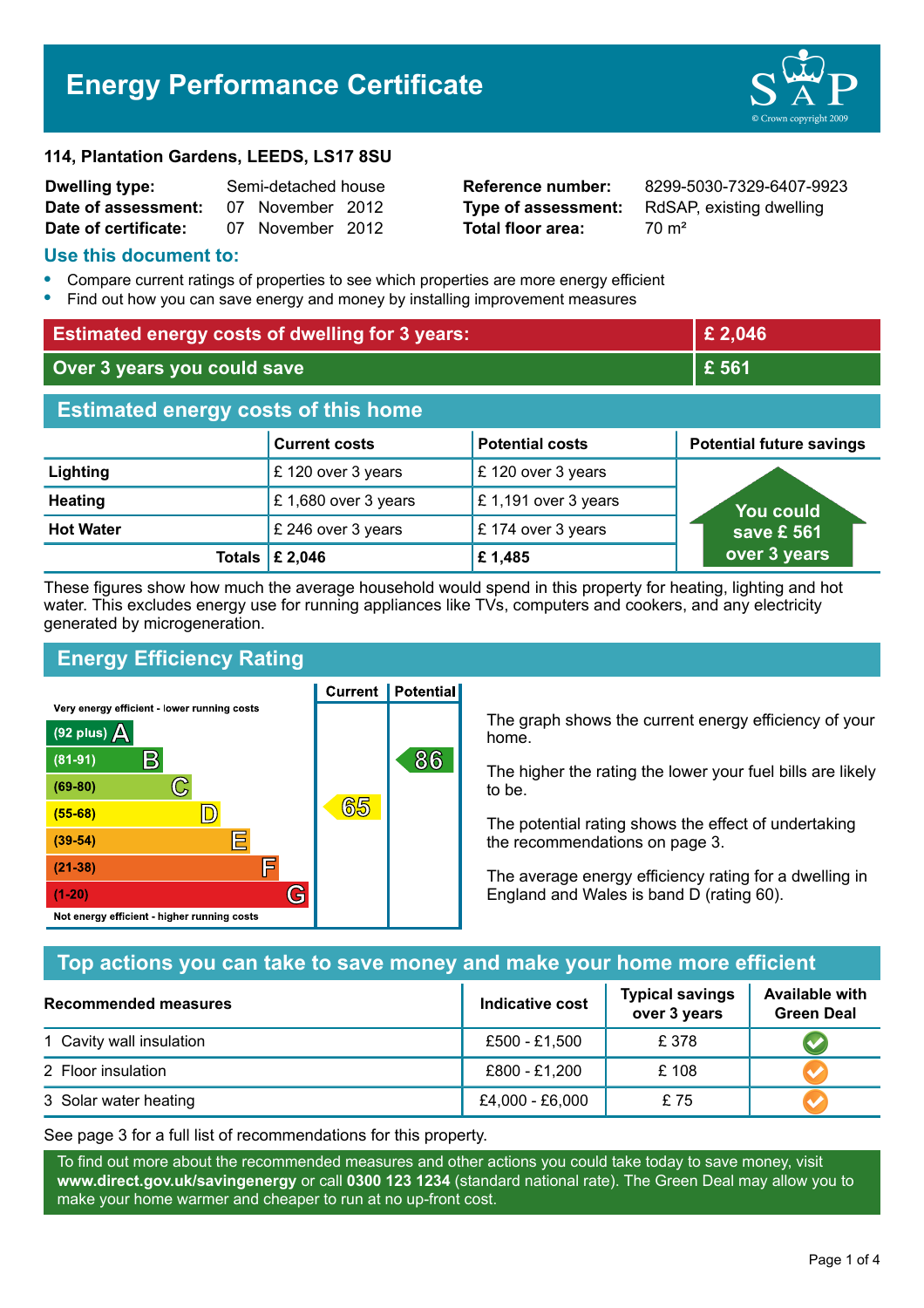# Energy Performance Certificate

**114, Plantation Gardens, LEEDS, LS17 8SU**

| | | | |
|---|---|---|---|
| **Dwelling type:** | Semi-detached house | **Reference number:** | 8299-5030-7329-6407-9923 |
| **Date of assessment:** | 07 November 2012 | **Type of assessment:** | RdSAP, existing dwelling |
| **Date of certificate:** | 07 November 2012 | **Total floor area:** | 70 m² |

## Use this document to:

- Compare current ratings of properties to see which properties are more energy efficient
- Find out how you can save energy and money by installing improvement measures

| | |
|---|---|
| **Estimated energy costs of dwelling for 3 years:** | **£ 2,046** |
| **Over 3 years you could save** | **£ 561** |

## Estimated energy costs of this home

| | Current costs | Potential costs | Potential future savings |
|---|---|---|---|
| **Lighting** | £ 120 over 3 years | £ 120 over 3 years | You could save £ 561 over 3 years |
| **Heating** | £ 1,680 over 3 years | £ 1,191 over 3 years | |
| **Hot Water** | £ 246 over 3 years | £ 174 over 3 years | |
| **Totals** | **£ 2,046** | **£ 1,485** | |

These figures show how much the average household would spend in this property for heating, lighting and hot water. This excludes energy use for running appliances like TVs, computers and cookers, and any electricity generated by microgeneration.

## Energy Efficiency Rating

Current | Potential

Very energy efficient - lower running costs

(92 plus) A

(81-91) B

(69-80) C

(55-68) D

(39-54) E

(21-38) F

(1-20) G

Not energy efficient - higher running costs

Current: 65

Potential: 86

The graph shows the current energy efficiency of your home.

The higher the rating the lower your fuel bills are likely to be.

The potential rating shows the effect of undertaking the recommendations on page 3.

The average energy efficiency rating for a dwelling in England and Wales is band D (rating 60).

## Top actions you can take to save money and make your home more efficient

| Recommended measures | Indicative cost | Typical savings over 3 years | Available with Green Deal |
|---|---|---|---|
| 1 Cavity wall insulation | £500 - £1,500 | £ 378 | ✔ |
| 2 Floor insulation | £800 - £1,200 | £ 108 | ✔ |
| 3 Solar water heating | £4,000 - £6,000 | £ 75 | ✔ |

See page 3 for a full list of recommendations for this property.

To find out more about the recommended measures and other actions you could take today to save money, visit **www.direct.gov.uk/savingenergy** or call **0300 123 1234** (standard national rate). The Green Deal may allow you to make your home warmer and cheaper to run at no up-front cost.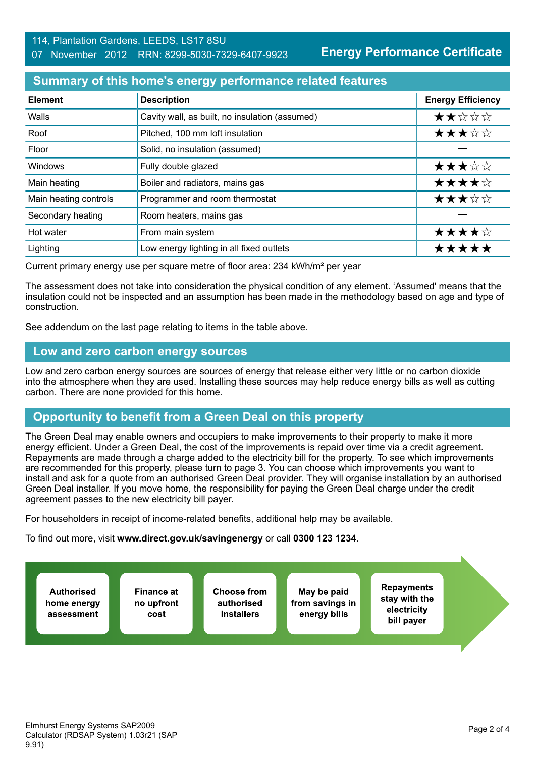114, Plantation Gardens, LEEDS, LS17 8SU
07 November 2012 RRN: 8299-5030-7329-6407-9923

**Energy Performance Certificate**

## Summary of this home's energy performance related features

| Element | Description | Energy Efficiency |
|---|---|---|
| Walls | Cavity wall, as built, no insulation (assumed) | ★★☆☆☆ |
| Roof | Pitched, 100 mm loft insulation | ★★★☆☆ |
| Floor | Solid, no insulation (assumed) | — |
| Windows | Fully double glazed | ★★★☆☆ |
| Main heating | Boiler and radiators, mains gas | ★★★★☆ |
| Main heating controls | Programmer and room thermostat | ★★★☆☆ |
| Secondary heating | Room heaters, mains gas | — |
| Hot water | From main system | ★★★★☆ |
| Lighting | Low energy lighting in all fixed outlets | ★★★★★ |

Current primary energy use per square metre of floor area: 234 kWh/m² per year

The assessment does not take into consideration the physical condition of any element. 'Assumed' means that the insulation could not be inspected and an assumption has been made in the methodology based on age and type of construction.

See addendum on the last page relating to items in the table above.

## Low and zero carbon energy sources

Low and zero carbon energy sources are sources of energy that release either very little or no carbon dioxide into the atmosphere when they are used. Installing these sources may help reduce energy bills as well as cutting carbon. There are none provided for this home.

## Opportunity to benefit from a Green Deal on this property

The Green Deal may enable owners and occupiers to make improvements to their property to make it more energy efficient. Under a Green Deal, the cost of the improvements is repaid over time via a credit agreement. Repayments are made through a charge added to the electricity bill for the property. To see which improvements are recommended for this property, please turn to page 3. You can choose which improvements you want to install and ask for a quote from an authorised Green Deal provider. They will organise installation by an authorised Green Deal installer. If you move home, the responsibility for paying the Green Deal charge under the credit agreement passes to the new electricity bill payer.

For householders in receipt of income-related benefits, additional help may be available.

To find out more, visit **www.direct.gov.uk/savingenergy** or call **0300 123 1234**.

**Authorised home energy assessment**

**Finance at no upfront cost**

**Choose from authorised installers**

**May be paid from savings in energy bills**

**Repayments stay with the electricity bill payer**

Elmhurst Energy Systems SAP2009 Calculator (RDSAP System) 1.03r21 (SAP 9.91)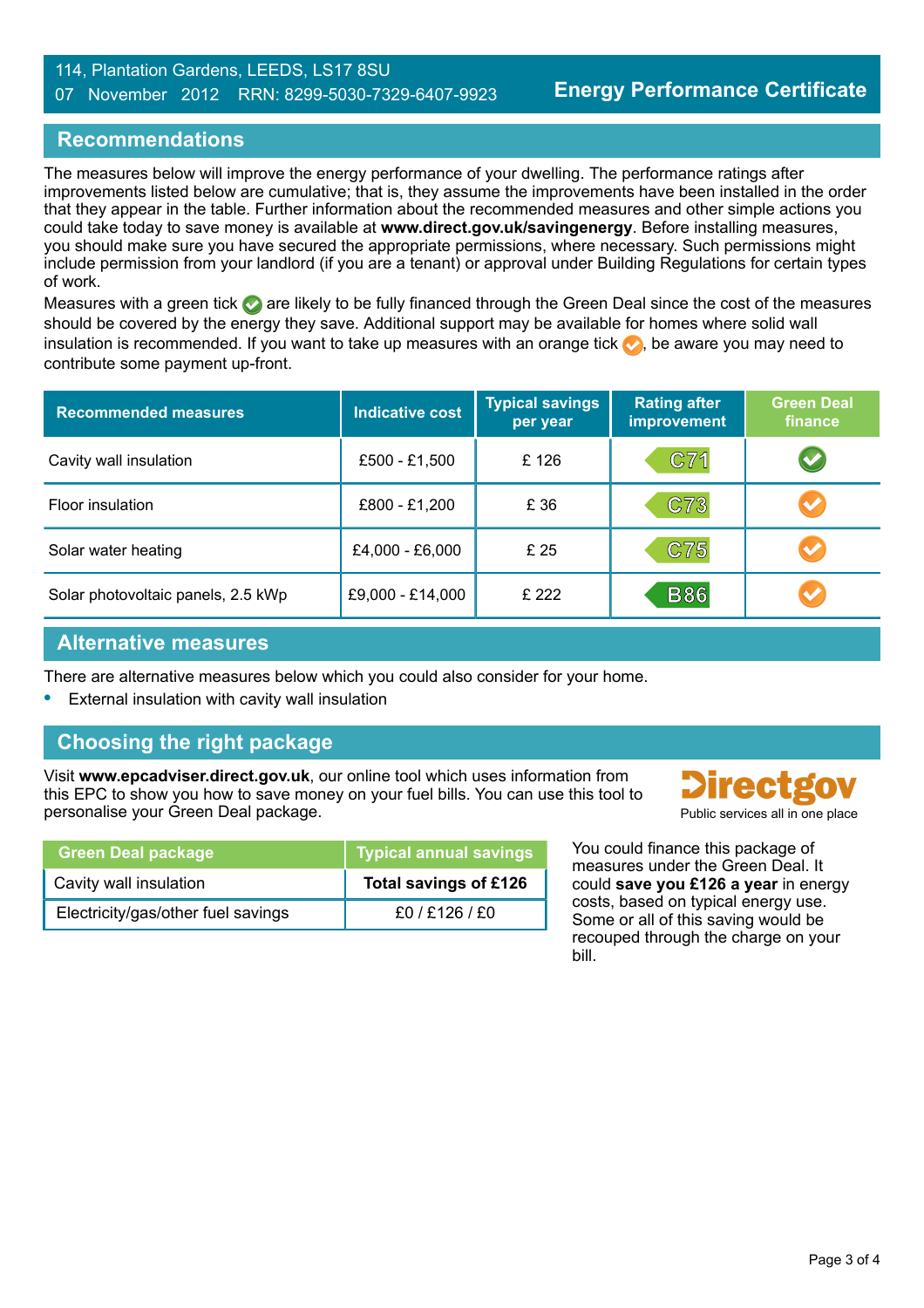114, Plantation Gardens, LEEDS, LS17 8SU
07 November 2012 RRN: 8299-5030-7329-6407-9923

**Energy Performance Certificate**

## Recommendations

The measures below will improve the energy performance of your dwelling. The performance ratings after improvements listed below are cumulative; that is, they assume the improvements have been installed in the order that they appear in the table. Further information about the recommended measures and other simple actions you could take today to save money is available at **www.direct.gov.uk/savingenergy**. Before installing measures, you should make sure you have secured the appropriate permissions, where necessary. Such permissions might include permission from your landlord (if you are a tenant) or approval under Building Regulations for certain types of work.

Measures with a green tick ✅ are likely to be fully financed through the Green Deal since the cost of the measures should be covered by the energy they save. Additional support may be available for homes where solid wall insulation is recommended. If you want to take up measures with an orange tick 🟠, be aware you may need to contribute some payment up-front.

| Recommended measures | Indicative cost | Typical savings per year | Rating after improvement | Green Deal finance |
|---|---|---|---|---|
| Cavity wall insulation | £500 - £1,500 | £ 126 | C71 | Green tick |
| Floor insulation | £800 - £1,200 | £ 36 | C73 | Orange tick |
| Solar water heating | £4,000 - £6,000 | £ 25 | C75 | Orange tick |
| Solar photovoltaic panels, 2.5 kWp | £9,000 - £14,000 | £ 222 | B86 | Orange tick |

## Alternative measures

There are alternative measures below which you could also consider for your home.

- External insulation with cavity wall insulation

## Choosing the right package

Visit **www.epcadviser.direct.gov.uk**, our online tool which uses information from this EPC to show you how to save money on your fuel bills. You can use this tool to personalise your Green Deal package.

Directgov
Public services all in one place

| Green Deal package | Typical annual savings |
|---|---|
| Cavity wall insulation | **Total savings of £126** |
| Electricity/gas/other fuel savings | £0 / £126 / £0 |

You could finance this package of measures under the Green Deal. It could **save you £126 a year** in energy costs, based on typical energy use. Some or all of this saving would be recouped through the charge on your bill.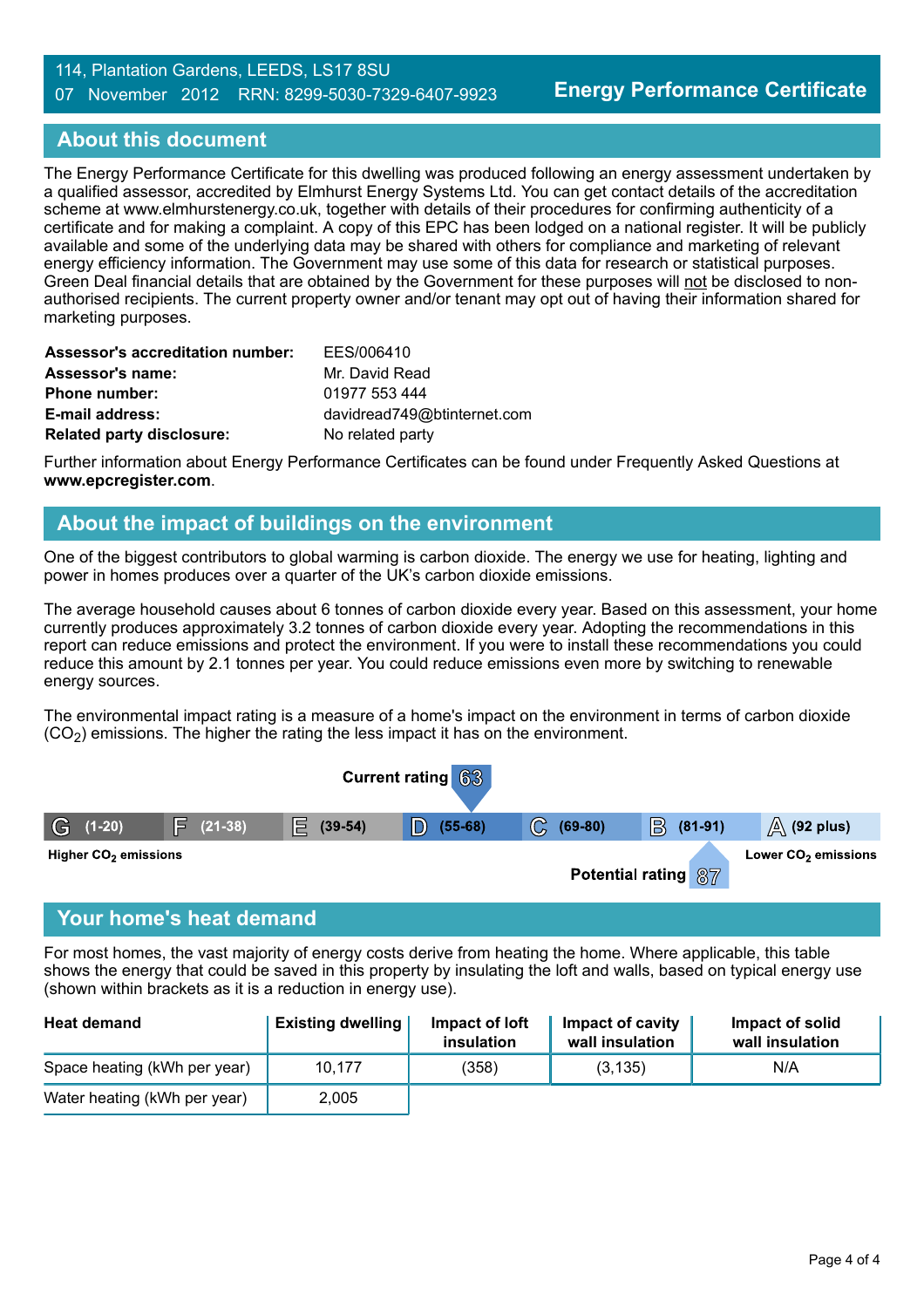114, Plantation Gardens, LEEDS, LS17 8SU
07 November 2012 RRN: 8299-5030-7329-6407-9923

**Energy Performance Certificate**

## About this document

The Energy Performance Certificate for this dwelling was produced following an energy assessment undertaken by a qualified assessor, accredited by Elmhurst Energy Systems Ltd. You can get contact details of the accreditation scheme at www.elmhurstenergy.co.uk, together with details of their procedures for confirming authenticity of a certificate and for making a complaint. A copy of this EPC has been lodged on a national register. It will be publicly available and some of the underlying data may be shared with others for compliance and marketing of relevant energy efficiency information. The Government may use some of this data for research or statistical purposes. Green Deal financial details that are obtained by the Government for these purposes will not be disclosed to non-authorised recipients. The current property owner and/or tenant may opt out of having their information shared for marketing purposes.

| | |
|---|---|
| **Assessor's accreditation number:** | EES/006410 |
| **Assessor's name:** | Mr. David Read |
| **Phone number:** | 01977 553 444 |
| **E-mail address:** | davidread749@btinternet.com |
| **Related party disclosure:** | No related party |

Further information about Energy Performance Certificates can be found under Frequently Asked Questions at **www.epcregister.com**.

## About the impact of buildings on the environment

One of the biggest contributors to global warming is carbon dioxide. The energy we use for heating, lighting and power in homes produces over a quarter of the UK's carbon dioxide emissions.

The average household causes about 6 tonnes of carbon dioxide every year. Based on this assessment, your home currently produces approximately 3.2 tonnes of carbon dioxide every year. Adopting the recommendations in this report can reduce emissions and protect the environment. If you were to install these recommendations you could reduce this amount by 2.1 tonnes per year. You could reduce emissions even more by switching to renewable energy sources.

The environmental impact rating is a measure of a home's impact on the environment in terms of carbon dioxide ($CO_2$) emissions. The higher the rating the less impact it has on the environment.

Current rating 63

G (1-20) F (21-38) E (39-54) D (55-68) C (69-80) B (81-91) A (92 plus)

Higher $CO_2$ emissions

Lower $CO_2$ emissions

Potential rating 87

## Your home's heat demand

For most homes, the vast majority of energy costs derive from heating the home. Where applicable, this table shows the energy that could be saved in this property by insulating the loft and walls, based on typical energy use (shown within brackets as it is a reduction in energy use).

| Heat demand | Existing dwelling | Impact of loft insulation | Impact of cavity wall insulation | Impact of solid wall insulation |
|---|---|---|---|---|
| Space heating (kWh per year) | 10,177 | (358) | (3,135) | N/A |
| Water heating (kWh per year) | 2,005 | | | |